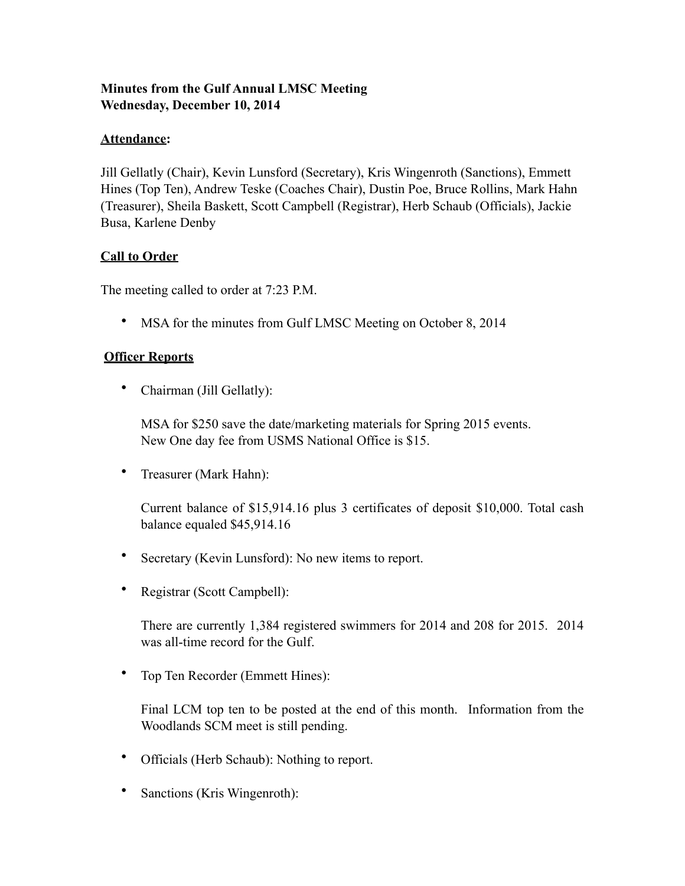**Minutes from the Gulf Annual LMSC Meeting**
**Wednesday, December 10, 2014**

**Attendance:**

Jill Gellatly (Chair), Kevin Lunsford (Secretary), Kris Wingenroth (Sanctions), Emmett Hines (Top Ten), Andrew Teske (Coaches Chair), Dustin Poe, Bruce Rollins, Mark Hahn (Treasurer), Sheila Baskett, Scott Campbell (Registrar), Herb Schaub (Officials), Jackie Busa, Karlene Denby

**Call to Order**

The meeting called to order at 7:23 P.M.

- MSA for the minutes from Gulf LMSC Meeting on October 8, 2014

**Officer Reports**

- Chairman (Jill Gellatly):

  MSA for $250 save the date/marketing materials for Spring 2015 events.
  New One day fee from USMS National Office is $15.

- Treasurer (Mark Hahn):

  Current balance of $15,914.16 plus 3 certificates of deposit $10,000. Total cash balance equaled $45,914.16

- Secretary (Kevin Lunsford): No new items to report.

- Registrar (Scott Campbell):

  There are currently 1,384 registered swimmers for 2014 and 208 for 2015. 2014 was all-time record for the Gulf.

- Top Ten Recorder (Emmett Hines):

  Final LCM top ten to be posted at the end of this month. Information from the Woodlands SCM meet is still pending.

- Officials (Herb Schaub): Nothing to report.

- Sanctions (Kris Wingenroth):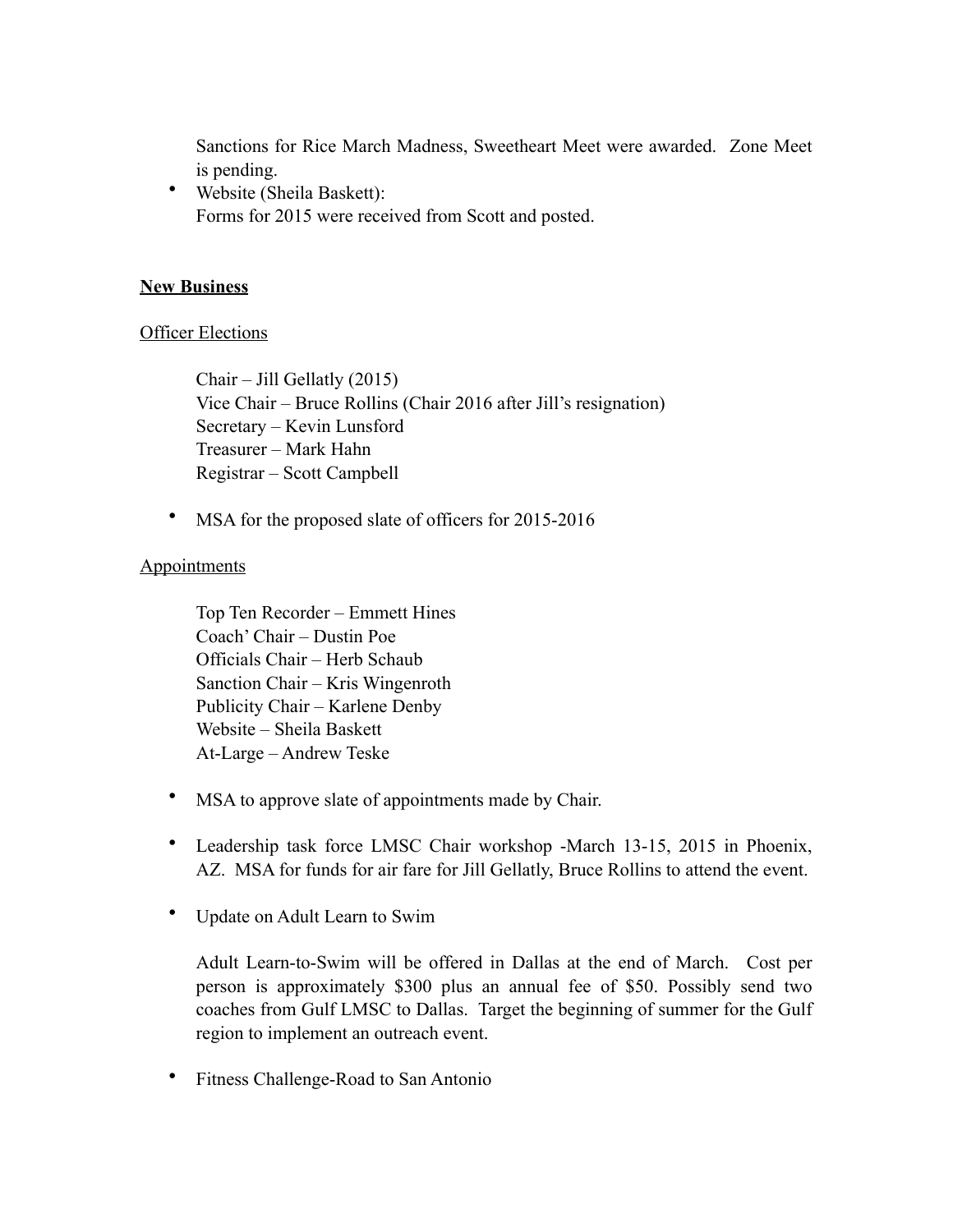Sanctions for Rice March Madness, Sweetheart Meet were awarded. Zone Meet is pending.

- Website (Sheila Baskett):
  Forms for 2015 were received from Scott and posted.

**<u>New Business</u>**

<u>Officer Elections</u>

Chair – Jill Gellatly (2015)
Vice Chair – Bruce Rollins (Chair 2016 after Jill's resignation)
Secretary – Kevin Lunsford
Treasurer – Mark Hahn
Registrar – Scott Campbell

- MSA for the proposed slate of officers for 2015-2016

<u>Appointments</u>

Top Ten Recorder – Emmett Hines
Coach' Chair – Dustin Poe
Officials Chair – Herb Schaub
Sanction Chair – Kris Wingenroth
Publicity Chair – Karlene Denby
Website – Sheila Baskett
At-Large – Andrew Teske

- MSA to approve slate of appointments made by Chair.

- Leadership task force LMSC Chair workshop -March 13-15, 2015 in Phoenix, AZ. MSA for funds for air fare for Jill Gellatly, Bruce Rollins to attend the event.

- Update on Adult Learn to Swim

  Adult Learn-to-Swim will be offered in Dallas at the end of March. Cost per person is approximately $300 plus an annual fee of $50. Possibly send two coaches from Gulf LMSC to Dallas. Target the beginning of summer for the Gulf region to implement an outreach event.

- Fitness Challenge-Road to San Antonio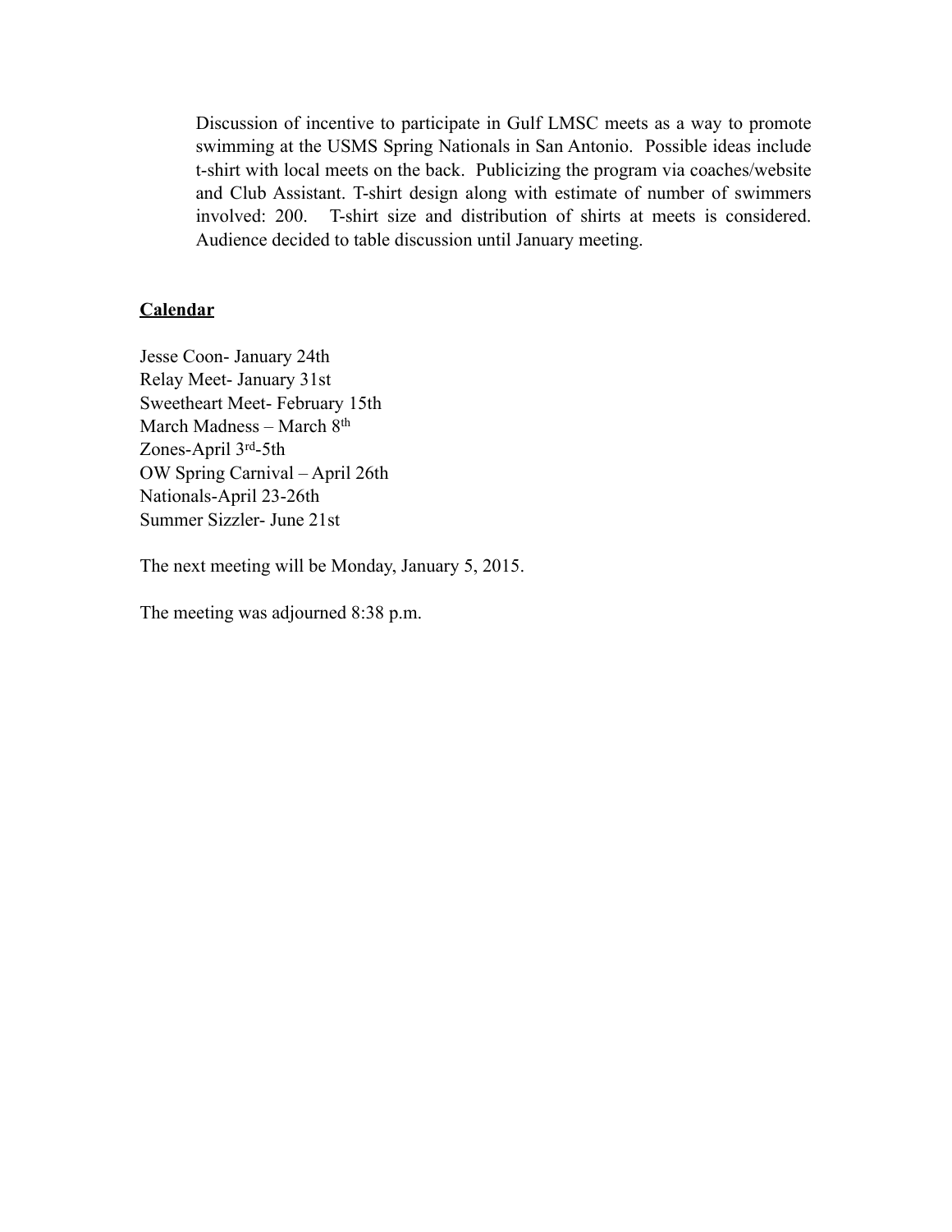Discussion of incentive to participate in Gulf LMSC meets as a way to promote swimming at the USMS Spring Nationals in San Antonio. Possible ideas include t-shirt with local meets on the back. Publicizing the program via coaches/website and Club Assistant. T-shirt design along with estimate of number of swimmers involved: 200. T-shirt size and distribution of shirts at meets is considered. Audience decided to table discussion until January meeting.

**<u>Calendar</u>**

Jesse Coon- January 24th
Relay Meet- January 31st
Sweetheart Meet- February 15th
March Madness – March 8th
Zones-April 3rd-5th
OW Spring Carnival – April 26th
Nationals-April 23-26th
Summer Sizzler- June 21st

The next meeting will be Monday, January 5, 2015.

The meeting was adjourned 8:38 p.m.